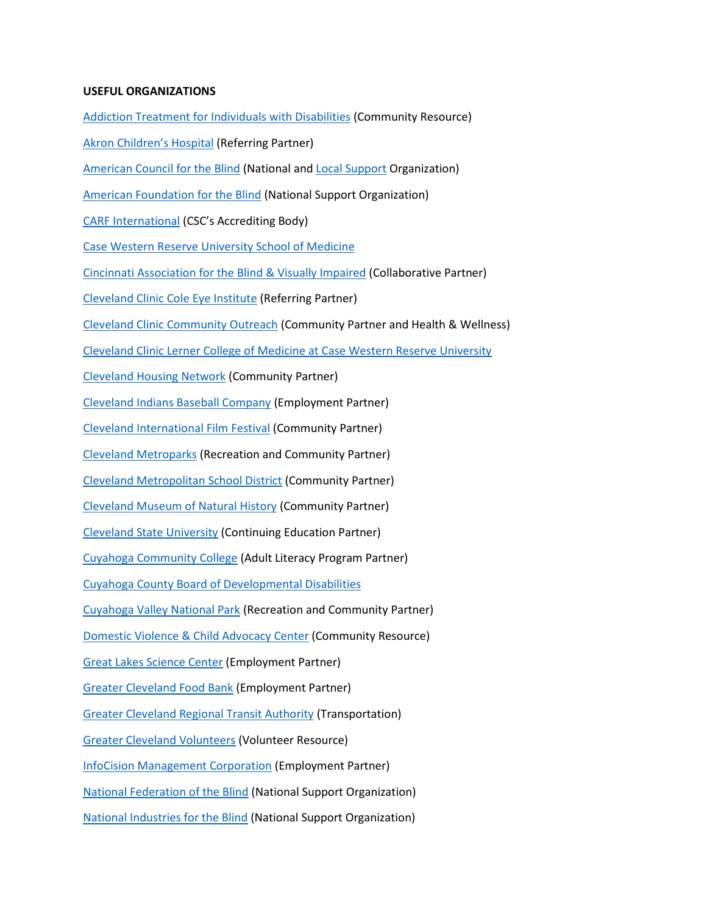**USEFUL ORGANIZATIONS**

Addiction Treatment for Individuals with Disabilities (Community Resource)

Akron Children's Hospital (Referring Partner)

American Council for the Blind (National and Local Support Organization)

American Foundation for the Blind (National Support Organization)

CARF International (CSC's Accrediting Body)

Case Western Reserve University School of Medicine

Cincinnati Association for the Blind & Visually Impaired (Collaborative Partner)

Cleveland Clinic Cole Eye Institute (Referring Partner)

Cleveland Clinic Community Outreach (Community Partner and Health & Wellness)

Cleveland Clinic Lerner College of Medicine at Case Western Reserve University

Cleveland Housing Network (Community Partner)

Cleveland Indians Baseball Company (Employment Partner)

Cleveland International Film Festival (Community Partner)

Cleveland Metroparks (Recreation and Community Partner)

Cleveland Metropolitan School District (Community Partner)

Cleveland Museum of Natural History (Community Partner)

Cleveland State University (Continuing Education Partner)

Cuyahoga Community College (Adult Literacy Program Partner)

Cuyahoga County Board of Developmental Disabilities

Cuyahoga Valley National Park (Recreation and Community Partner)

Domestic Violence & Child Advocacy Center (Community Resource)

Great Lakes Science Center (Employment Partner)

Greater Cleveland Food Bank (Employment Partner)

Greater Cleveland Regional Transit Authority (Transportation)

Greater Cleveland Volunteers (Volunteer Resource)

InfoCision Management Corporation (Employment Partner)

National Federation of the Blind (National Support Organization)

National Industries for the Blind (National Support Organization)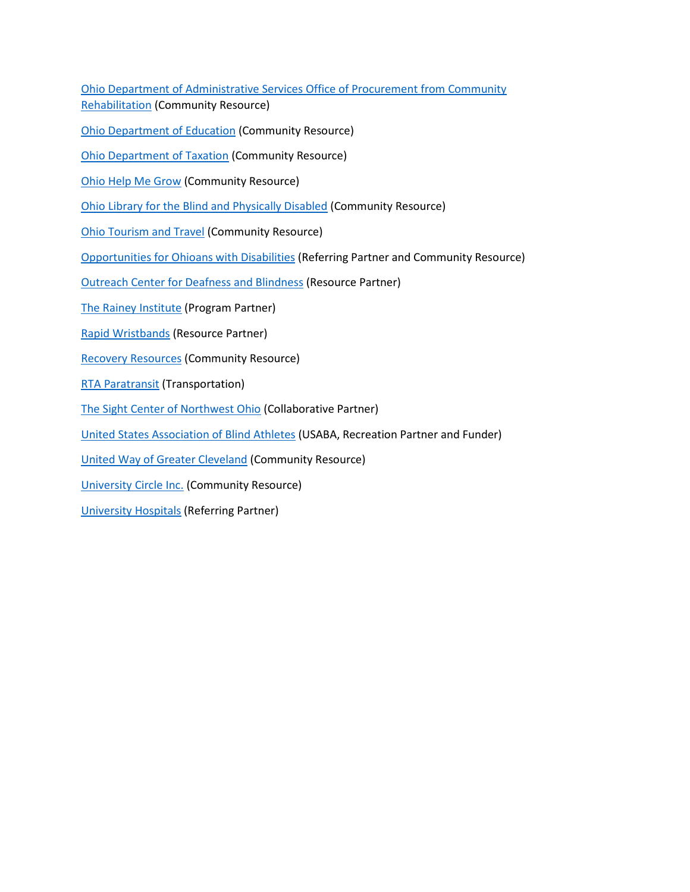Ohio Department of Administrative Services Office of Procurement from Community Rehabilitation (Community Resource)

Ohio Department of Education (Community Resource)

Ohio Department of Taxation (Community Resource)

Ohio Help Me Grow (Community Resource)

Ohio Library for the Blind and Physically Disabled (Community Resource)

Ohio Tourism and Travel (Community Resource)

Opportunities for Ohioans with Disabilities (Referring Partner and Community Resource)

Outreach Center for Deafness and Blindness (Resource Partner)

The Rainey Institute (Program Partner)

Rapid Wristbands (Resource Partner)

Recovery Resources (Community Resource)

RTA Paratransit (Transportation)

The Sight Center of Northwest Ohio (Collaborative Partner)

United States Association of Blind Athletes (USABA, Recreation Partner and Funder)

United Way of Greater Cleveland (Community Resource)

University Circle Inc. (Community Resource)

University Hospitals (Referring Partner)